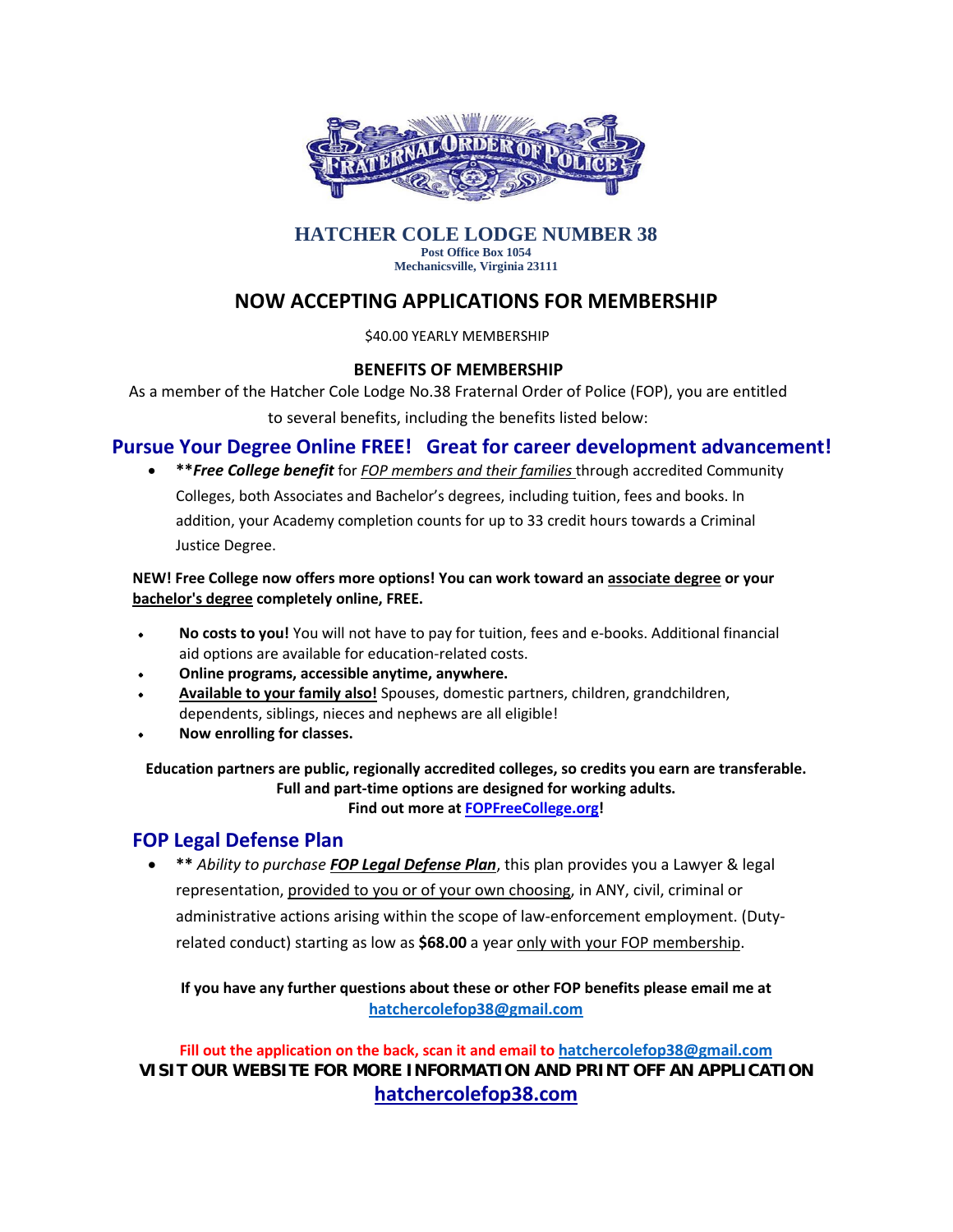# HATCHER COLE LODGE NUMBER 38

**Post Office Box 1054**
**Mechanicsville, Virginia 23111**

## NOW ACCEPTING APPLICATIONS FOR MEMBERSHIP

$40.00 YEARLY MEMBERSHIP

### BENEFITS OF MEMBERSHIP

As a member of the Hatcher Cole Lodge No.38 Fraternal Order of Police (FOP), you are entitled to several benefits, including the benefits listed below:

## Pursue Your Degree Online FREE! Great for career development advancement!

- **\*\****Free College benefit*** for *FOP members and their families* through accredited Community Colleges, both Associates and Bachelor's degrees, including tuition, fees and books. In addition, your Academy completion counts for up to 33 credit hours towards a Criminal Justice Degree.

**NEW! Free College now offers more options! You can work toward an associate degree or your bachelor's degree completely online, FREE.**

- **No costs to you!** You will not have to pay for tuition, fees and e-books. Additional financial aid options are available for education-related costs.
- **Online programs, accessible anytime, anywhere.**
- **Available to your family also!** Spouses, domestic partners, children, grandchildren, dependents, siblings, nieces and nephews are all eligible!
- **Now enrolling for classes.**

**Education partners are public, regionally accredited colleges, so credits you earn are transferable.**
**Full and part-time options are designed for working adults.**
**Find out more at FOPFreeCollege.org!**

## FOP Legal Defense Plan

- **\*\*** *Ability to purchase* ***FOP Legal Defense Plan***, this plan provides you a Lawyer & legal representation, provided to you or of your own choosing, in ANY, civil, criminal or administrative actions arising within the scope of law-enforcement employment. (Duty-related conduct) starting as low as **$68.00** a year only with your FOP membership.

**If you have any further questions about these or other FOP benefits please email me at hatchercolefop38@gmail.com**

**Fill out the application on the back, scan it and email to hatchercolefop38@gmail.com**

**VISIT OUR WEBSITE FOR MORE INFORMATION AND PRINT OFF AN APPLICATION**

**hatchercolefop38.com**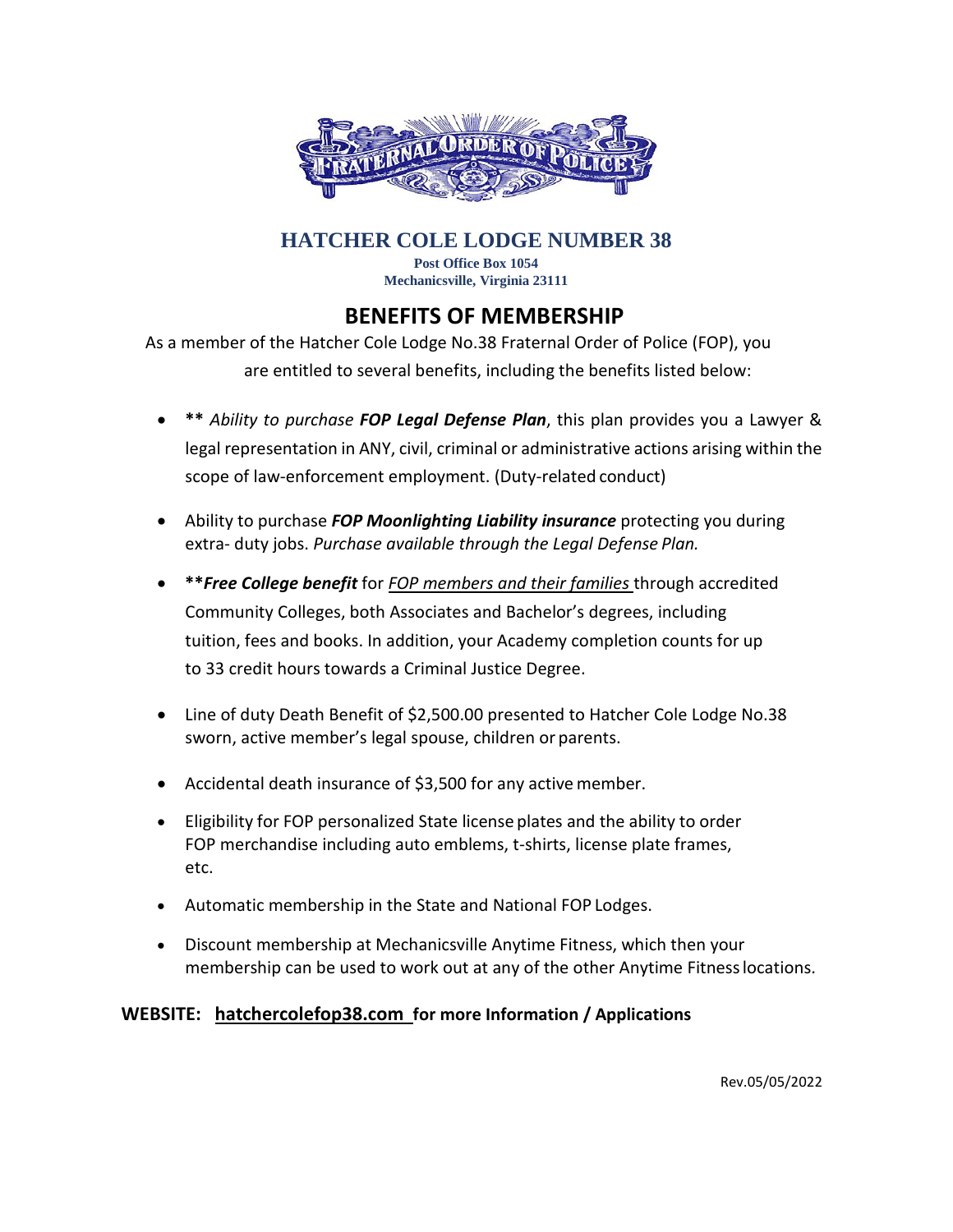# HATCHER COLE LODGE NUMBER 38

**Post Office Box 1054**
**Mechanicsville, Virginia 23111**

## BENEFITS OF MEMBERSHIP

As a member of the Hatcher Cole Lodge No.38 Fraternal Order of Police (FOP), you are entitled to several benefits, including the benefits listed below:

- **** *Ability to purchase* ***FOP Legal Defense Plan***, this plan provides you a Lawyer & legal representation in ANY, civil, criminal or administrative actions arising within the scope of law-enforcement employment. (Duty-related conduct)
- Ability to purchase ***FOP Moonlighting Liability insurance*** protecting you during extra- duty jobs. *Purchase available through the Legal Defense Plan.*
- ****Free College benefit*** for *FOP members and their families* through accredited Community Colleges, both Associates and Bachelor's degrees, including tuition, fees and books. In addition, your Academy completion counts for up to 33 credit hours towards a Criminal Justice Degree.
- Line of duty Death Benefit of $2,500.00 presented to Hatcher Cole Lodge No.38 sworn, active member's legal spouse, children or parents.
- Accidental death insurance of $3,500 for any active member.
- Eligibility for FOP personalized State license plates and the ability to order FOP merchandise including auto emblems, t-shirts, license plate frames, etc.
- Automatic membership in the State and National FOP Lodges.
- Discount membership at Mechanicsville Anytime Fitness, which then your membership can be used to work out at any of the other Anytime Fitness locations.

**WEBSITE: hatchercolefop38.com for more Information / Applications**

Rev.05/05/2022